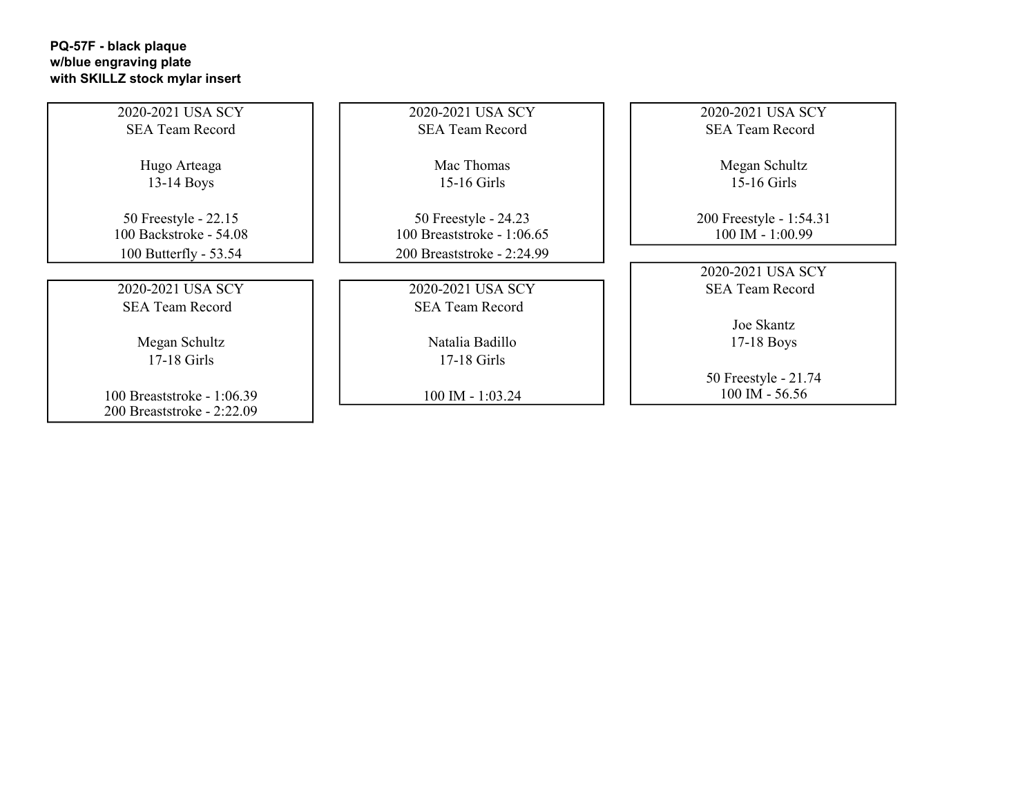**PQ-57F - black plaque**
**w/blue engraving plate**
**with SKILLZ stock mylar insert**

2020-2021 USA SCY
SEA Team Record

Hugo Arteaga
13-14 Boys

50 Freestyle - 22.15
100 Backstroke - 54.08
100 Butterfly - 53.54

---

2020-2021 USA SCY
SEA Team Record

Mac Thomas
15-16 Girls

50 Freestyle - 24.23
100 Breaststroke - 1:06.65
200 Breaststroke - 2:24.99

---

2020-2021 USA SCY
SEA Team Record

Megan Schultz
15-16 Girls

200 Freestyle - 1:54.31
100 IM - 1:00.99

---

2020-2021 USA SCY
SEA Team Record

Megan Schultz
17-18 Girls

100 Breaststroke - 1:06.39
200 Breaststroke - 2:22.09

---

2020-2021 USA SCY
SEA Team Record

Natalia Badillo
17-18 Girls

100 IM - 1:03.24

---

2020-2021 USA SCY
SEA Team Record

Joe Skantz
17-18 Boys

50 Freestyle - 21.74
100 IM - 56.56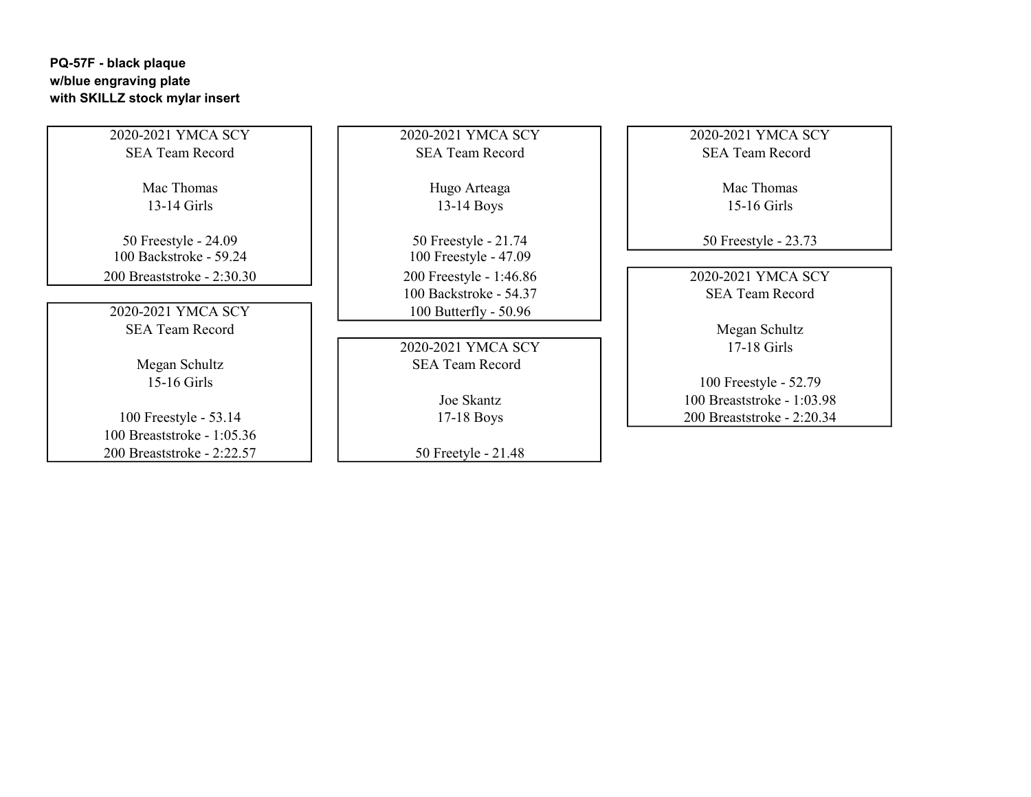**PQ-57F - black plaque**
**w/blue engraving plate**
**with SKILLZ stock mylar insert**

2020-2021 YMCA SCY
SEA Team Record

Mac Thomas
13-14 Girls

50 Freestyle - 24.09
100 Backstroke - 59.24
200 Breaststroke - 2:30.30

---

2020-2021 YMCA SCY
SEA Team Record

Megan Schultz
15-16 Girls

100 Freestyle - 53.14
100 Breaststroke - 1:05.36
200 Breaststroke - 2:22.57

---

2020-2021 YMCA SCY
SEA Team Record

Hugo Arteaga
13-14 Boys

50 Freestyle - 21.74
100 Freestyle - 47.09
200 Freestyle - 1:46.86
100 Backstroke - 54.37
100 Butterfly - 50.96

---

2020-2021 YMCA SCY
SEA Team Record

Joe Skantz
17-18 Boys

50 Freetyle - 21.48

---

2020-2021 YMCA SCY
SEA Team Record

Mac Thomas
15-16 Girls

50 Freestyle - 23.73

---

2020-2021 YMCA SCY
SEA Team Record

Megan Schultz
17-18 Girls

100 Freestyle - 52.79
100 Breaststroke - 1:03.98
200 Breaststroke - 2:20.34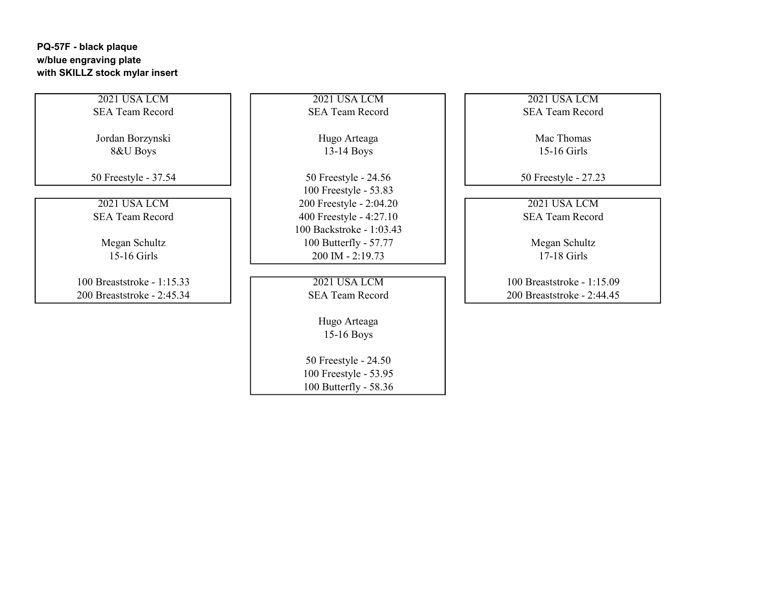**PQ-57F - black plaque**
**w/blue engraving plate**
**with SKILLZ stock mylar insert**

2021 USA LCM
SEA Team Record

Jordan Borzynski
8&U Boys

50 Freestyle - 37.54

---

2021 USA LCM
SEA Team Record

Megan Schultz
15-16 Girls

100 Breaststroke - 1:15.33
200 Breaststroke - 2:45.34

---

2021 USA LCM
SEA Team Record

Hugo Arteaga
13-14 Boys

50 Freestyle - 24.56
100 Freestyle - 53.83
200 Freestyle - 2:04.20
400 Freestyle - 4:27.10
100 Backstroke - 1:03.43
100 Butterfly - 57.77
200 IM - 2:19.73

---

2021 USA LCM
SEA Team Record

Hugo Arteaga
15-16 Boys

50 Freestyle - 24.50
100 Freestyle - 53.95
100 Butterfly - 58.36

---

2021 USA LCM
SEA Team Record

Mac Thomas
15-16 Girls

50 Freestyle - 27.23

---

2021 USA LCM
SEA Team Record

Megan Schultz
17-18 Girls

100 Breaststroke - 1:15.09
200 Breaststroke - 2:44.45